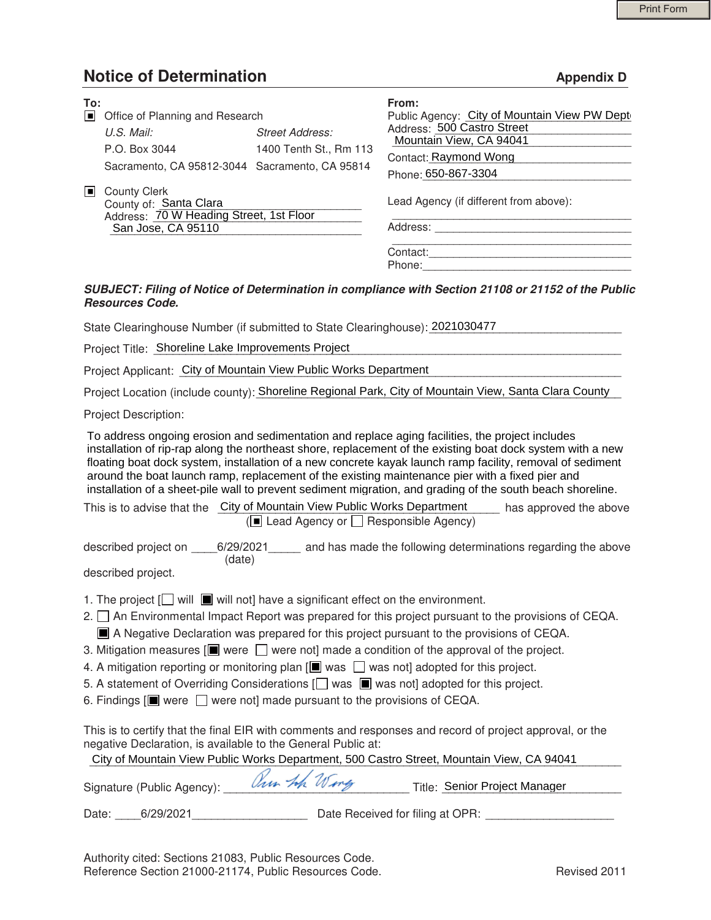# Notice of Determination

**Appendix D**

**To:**

■ Office of Planning and Research

*U.S. Mail:*
P.O. Box 3044
Sacramento, CA 95812-3044

*Street Address:*
1400 Tenth St., Rm 113
Sacramento, CA 95814

■ County Clerk
County of: Santa Clara
Address: 70 W Heading Street, 1st Floor
San Jose, CA 95110

**From:**

Public Agency: City of Mountain View PW Dept
Address: 500 Castro Street
Mountain View, CA 94041
Contact: Raymond Wong
Phone: 650-867-3304

Lead Agency (if different from above):

Address:

Contact:
Phone:

***SUBJECT: Filing of Notice of Determination in compliance with Section 21108 or 21152 of the Public Resources Code.***

State Clearinghouse Number (if submitted to State Clearinghouse): 2021030477

Project Title: Shoreline Lake Improvements Project

Project Applicant: City of Mountain View Public Works Department

Project Location (include county): Shoreline Regional Park, City of Mountain View, Santa Clara County

Project Description:

To address ongoing erosion and sedimentation and replace aging facilities, the project includes installation of rip-rap along the northeast shore, replacement of the existing boat dock system with a new floating boat dock system, installation of a new concrete kayak launch ramp facility, removal of sediment around the boat launch ramp, replacement of the existing maintenance pier with a fixed pier and installation of a sheet-pile wall to prevent sediment migration, and grading of the south beach shoreline.

This is to advise that the City of Mountain View Public Works Department has approved the above (■ Lead Agency or ☐ Responsible Agency)

described project on 6/29/2021 (date) and has made the following determinations regarding the above described project.

1. The project [☐ will ■ will not] have a significant effect on the environment.
2. ☐ An Environmental Impact Report was prepared for this project pursuant to the provisions of CEQA.
   ■ A Negative Declaration was prepared for this project pursuant to the provisions of CEQA.
3. Mitigation measures [■ were ☐ were not] made a condition of the approval of the project.
4. A mitigation reporting or monitoring plan [■ was ☐ was not] adopted for this project.
5. A statement of Overriding Considerations [☐ was ■ was not] adopted for this project.
6. Findings [■ were ☐ were not] made pursuant to the provisions of CEQA.

This is to certify that the final EIR with comments and responses and record of project approval, or the negative Declaration, is available to the General Public at:
City of Mountain View Public Works Department, 500 Castro Street, Mountain View, CA 94041

Signature (Public Agency): [signature] Title: Senior Project Manager

Date: 6/29/2021 Date Received for filing at OPR: ____________________

Authority cited: Sections 21083, Public Resources Code.
Reference Section 21000-21174, Public Resources Code.

Revised 2011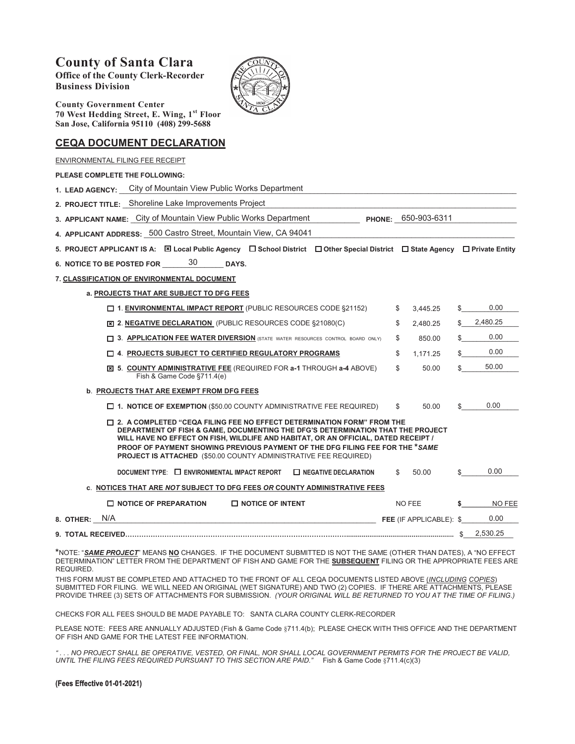# County of Santa Clara

**Office of the County Clerk-Recorder**
**Business Division**

**County Government Center**
**70 West Hedding Street, E. Wing, 1st Floor**
**San Jose, California 95110 (408) 299-5688**

## CEQA DOCUMENT DECLARATION

ENVIRONMENTAL FILING FEE RECEIPT

**PLEASE COMPLETE THE FOLLOWING:**

**1. LEAD AGENCY:** City of Mountain View Public Works Department

**2. PROJECT TITLE:** Shoreline Lake Improvements Project

**3. APPLICANT NAME:** City of Mountain View Public Works Department **PHONE:** 650-903-6311

**4. APPLICANT ADDRESS:** 500 Castro Street, Mountain View, CA 94041

**5. PROJECT APPLICANT IS A:** ☒ **Local Public Agency** ☐ **School District** ☐ **Other Special District** ☐ **State Agency** ☐ **Private Entity**

**6. NOTICE TO BE POSTED FOR** 30 **DAYS.**

**7. CLASSIFICATION OF ENVIRONMENTAL DOCUMENT**

**a. PROJECTS THAT ARE SUBJECT TO DFG FEES**

| | | |
|---|---|---|
| ☐ **1. ENVIRONMENTAL IMPACT REPORT** (PUBLIC RESOURCES CODE §21152) | $ 3,445.25 | $ 0.00 |
| ☒ **2. NEGATIVE DECLARATION** (PUBLIC RESOURCES CODE §21080(C) | $ 2,480.25 | $ 2,480.25 |
| ☐ **3. APPLICATION FEE WATER DIVERSION** (STATE WATER RESOURCES CONTROL BOARD ONLY) | $ 850.00 | $ 0.00 |
| ☐ **4. PROJECTS SUBJECT TO CERTIFIED REGULATORY PROGRAMS** | $ 1,171.25 | $ 0.00 |
| ☒ **5. COUNTY ADMINISTRATIVE FEE** (REQUIRED FOR **a-1** THROUGH **a-4** ABOVE) Fish & Game Code §711.4(e) | $ 50.00 | $ 50.00 |

**b. PROJECTS THAT ARE EXEMPT FROM DFG FEES**

| | | |
|---|---|---|
| ☐ **1. NOTICE OF EXEMPTION** ($50.00 COUNTY ADMINISTRATIVE FEE REQUIRED) | $ 50.00 | $ 0.00 |
| ☐ **2. A COMPLETED "CEQA FILING FEE NO EFFECT DETERMINATION FORM" FROM THE DEPARTMENT OF FISH & GAME, DOCUMENTING THE DFG'S DETERMINATION THAT THE PROJECT WILL HAVE NO EFFECT ON FISH, WILDLIFE AND HABITAT, OR AN OFFICIAL, DATED RECEIPT / PROOF OF PAYMENT SHOWING PREVIOUS PAYMENT OF THE DFG FILING FEE FOR THE *SAME PROJECT IS ATTACHED** ($50.00 COUNTY ADMINISTRATIVE FEE REQUIRED) | | |
| **DOCUMENT TYPE:** ☐ **ENVIRONMENTAL IMPACT REPORT** ☐ **NEGATIVE DECLARATION** | $ 50.00 | $ 0.00 |

**c. NOTICES THAT ARE *NOT* SUBJECT TO DFG FEES *OR* COUNTY ADMINISTRATIVE FEES**

| | | |
|---|---|---|
| ☐ **NOTICE OF PREPARATION** ☐ **NOTICE OF INTENT** | NO FEE | **$** NO FEE |

**8. OTHER:** N/A **FEE** (IF APPLICABLE): $ 0.00

**9. TOTAL RECEIVED** $ 2,530.25

***NOTE:** "***SAME PROJECT***" MEANS **NO** CHANGES. IF THE DOCUMENT SUBMITTED IS NOT THE SAME (OTHER THAN DATES), A "NO EFFECT DETERMINATION" LETTER FROM THE DEPARTMENT OF FISH AND GAME FOR THE **SUBSEQUENT** FILING OR THE APPROPRIATE FEES ARE REQUIRED.

THIS FORM MUST BE COMPLETED AND ATTACHED TO THE FRONT OF ALL CEQA DOCUMENTS LISTED ABOVE (*INCLUDING COPIES*) SUBMITTED FOR FILING. WE WILL NEED AN ORIGINAL (WET SIGNATURE) AND TWO (2) COPIES. IF THERE ARE ATTACHMENTS, PLEASE PROVIDE THREE (3) SETS OF ATTACHMENTS FOR SUBMISSION. *(YOUR ORIGINAL WILL BE RETURNED TO YOU AT THE TIME OF FILING.)*

CHECKS FOR ALL FEES SHOULD BE MADE PAYABLE TO: SANTA CLARA COUNTY CLERK-RECORDER

PLEASE NOTE: FEES ARE ANNUALLY ADJUSTED (Fish & Game Code §711.4(b); PLEASE CHECK WITH THIS OFFICE AND THE DEPARTMENT OF FISH AND GAME FOR THE LATEST FEE INFORMATION.

*" . . . NO PROJECT SHALL BE OPERATIVE, VESTED, OR FINAL, NOR SHALL LOCAL GOVERNMENT PERMITS FOR THE PROJECT BE VALID, UNTIL THE FILING FEES REQUIRED PURSUANT TO THIS SECTION ARE PAID."* Fish & Game Code §711.4(c)(3)

**(Fees Effective 01-01-2021)**